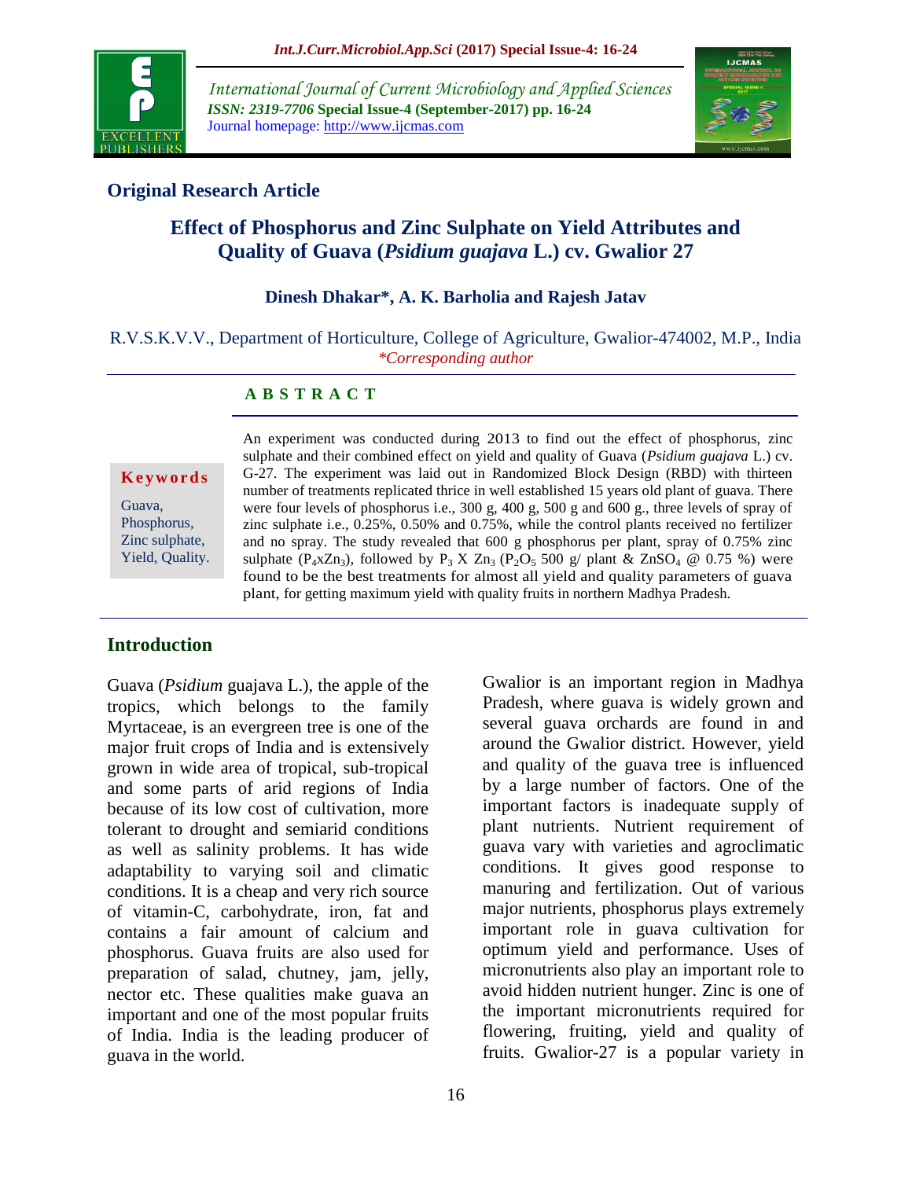International Journal of Current Microbiology and Applied Sciences
*ISSN: 2319-7706* **Special Issue-4 (September-2017) pp. 16-24**
Journal homepage: http://www.ijcmas.com

**Original Research Article**

# Effect of Phosphorus and Zinc Sulphate on Yield Attributes and Quality of Guava (*Psidium guajava* L.) cv. Gwalior 27

**Dinesh Dhakar\*, A. K. Barholia and Rajesh Jatav**

R.V.S.K.V.V., Department of Horticulture, College of Agriculture, Gwalior-474002, M.P., India
*\*Corresponding author*

## A B S T R A C T

**Keywords**

Guava, Phosphorus, Zinc sulphate, Yield, Quality.

An experiment was conducted during 2013 to find out the effect of phosphorus, zinc sulphate and their combined effect on yield and quality of Guava (*Psidium guajava* L.) cv. G-27. The experiment was laid out in Randomized Block Design (RBD) with thirteen number of treatments replicated thrice in well established 15 years old plant of guava. There were four levels of phosphorus i.e., 300 g, 400 g, 500 g and 600 g., three levels of spray of zinc sulphate i.e., 0.25%, 0.50% and 0.75%, while the control plants received no fertilizer and no spray. The study revealed that 600 g phosphorus per plant, spray of 0.75% zinc sulphate ($P_4xZn_3$), followed by $P_3$ X $Zn_3$ ($P_2O_5$ 500 g/ plant & $ZnSO_4$ @ 0.75 %) were found to be the best treatments for almost all yield and quality parameters of guava plant, for getting maximum yield with quality fruits in northern Madhya Pradesh.

## Introduction

Guava (*Psidium* guajava L.), the apple of the tropics, which belongs to the family Myrtaceae, is an evergreen tree is one of the major fruit crops of India and is extensively grown in wide area of tropical, sub-tropical and some parts of arid regions of India because of its low cost of cultivation, more tolerant to drought and semiarid conditions as well as salinity problems. It has wide adaptability to varying soil and climatic conditions. It is a cheap and very rich source of vitamin-C, carbohydrate, iron, fat and contains a fair amount of calcium and phosphorus. Guava fruits are also used for preparation of salad, chutney, jam, jelly, nector etc. These qualities make guava an important and one of the most popular fruits of India. India is the leading producer of guava in the world.

Gwalior is an important region in Madhya Pradesh, where guava is widely grown and several guava orchards are found in and around the Gwalior district. However, yield and quality of the guava tree is influenced by a large number of factors. One of the important factors is inadequate supply of plant nutrients. Nutrient requirement of guava vary with varieties and agroclimatic conditions. It gives good response to manuring and fertilization. Out of various major nutrients, phosphorus plays extremely important role in guava cultivation for optimum yield and performance. Uses of micronutrients also play an important role to avoid hidden nutrient hunger. Zinc is one of the important micronutrients required for flowering, fruiting, yield and quality of fruits. Gwalior-27 is a popular variety in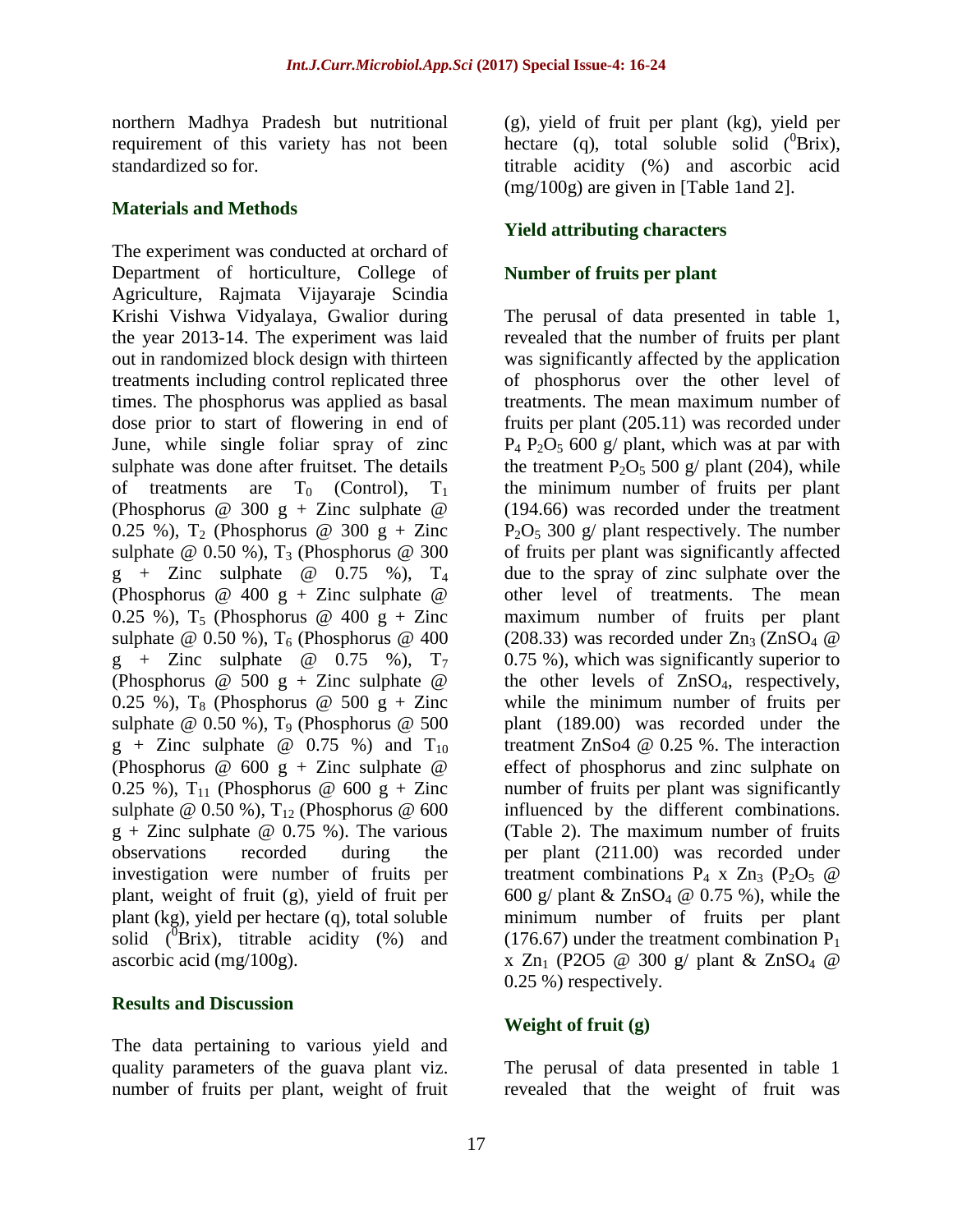northern Madhya Pradesh but nutritional requirement of this variety has not been standardized so for.

## Materials and Methods

The experiment was conducted at orchard of Department of horticulture, College of Agriculture, Rajmata Vijayaraje Scindia Krishi Vishwa Vidyalaya, Gwalior during the year 2013-14. The experiment was laid out in randomized block design with thirteen treatments including control replicated three times. The phosphorus was applied as basal dose prior to start of flowering in end of June, while single foliar spray of zinc sulphate was done after fruitset. The details of treatments are $T_0$ (Control), $T_1$ (Phosphorus @ 300 g + Zinc sulphate @ 0.25 %), $T_2$ (Phosphorus @ 300 g + Zinc sulphate @ 0.50 %), $T_3$ (Phosphorus @ 300 g + Zinc sulphate @ 0.75 %), $T_4$ (Phosphorus @ 400 g + Zinc sulphate @ 0.25 %), $T_5$ (Phosphorus @ 400 g + Zinc sulphate @ 0.50 %), $T_6$ (Phosphorus @ 400 g + Zinc sulphate @ 0.75 %), $T_7$ (Phosphorus @ 500 g + Zinc sulphate @ 0.25 %), $T_8$ (Phosphorus @ 500 g + Zinc sulphate @ 0.50 %), $T_9$ (Phosphorus @ 500 g + Zinc sulphate @ 0.75 %) and $T_{10}$ (Phosphorus @ 600 g + Zinc sulphate @ 0.25 %), $T_{11}$ (Phosphorus @ 600 g + Zinc sulphate @ 0.50 %), $T_{12}$ (Phosphorus @ 600 g + Zinc sulphate @ 0.75 %). The various observations recorded during the investigation were number of fruits per plant, weight of fruit (g), yield of fruit per plant (kg), yield per hectare (q), total soluble solid ($^0$Brix), titrable acidity (%) and ascorbic acid (mg/100g).

## Results and Discussion

The data pertaining to various yield and quality parameters of the guava plant viz. number of fruits per plant, weight of fruit (g), yield of fruit per plant (kg), yield per hectare (q), total soluble solid ($^0$Brix), titrable acidity (%) and ascorbic acid (mg/100g) are given in [Table 1and 2].

### Yield attributing characters

### Number of fruits per plant

The perusal of data presented in table 1, revealed that the number of fruits per plant was significantly affected by the application of phosphorus over the other level of treatments. The mean maximum number of fruits per plant (205.11) was recorded under $P_4$ $P_2O_5$ 600 g/ plant, which was at par with the treatment $P_2O_5$ 500 g/ plant (204), while the minimum number of fruits per plant (194.66) was recorded under the treatment $P_2O_5$ 300 g/ plant respectively. The number of fruits per plant was significantly affected due to the spray of zinc sulphate over the other level of treatments. The mean maximum number of fruits per plant (208.33) was recorded under $Zn_3$ ($ZnSO_4$ @ 0.75 %), which was significantly superior to the other levels of $ZnSO_4$, respectively, while the minimum number of fruits per plant (189.00) was recorded under the treatment ZnSo4 @ 0.25 %. The interaction effect of phosphorus and zinc sulphate on number of fruits per plant was significantly influenced by the different combinations. (Table 2). The maximum number of fruits per plant (211.00) was recorded under treatment combinations $P_4$ x $Zn_3$ ($P_2O_5$ @ 600 g/ plant & $ZnSO_4$ @ 0.75 %), while the minimum number of fruits per plant (176.67) under the treatment combination $P_1$ x $Zn_1$ (P2O5 @ 300 g/ plant & $ZnSO_4$ @ 0.25 %) respectively.

### Weight of fruit (g)

The perusal of data presented in table 1 revealed that the weight of fruit was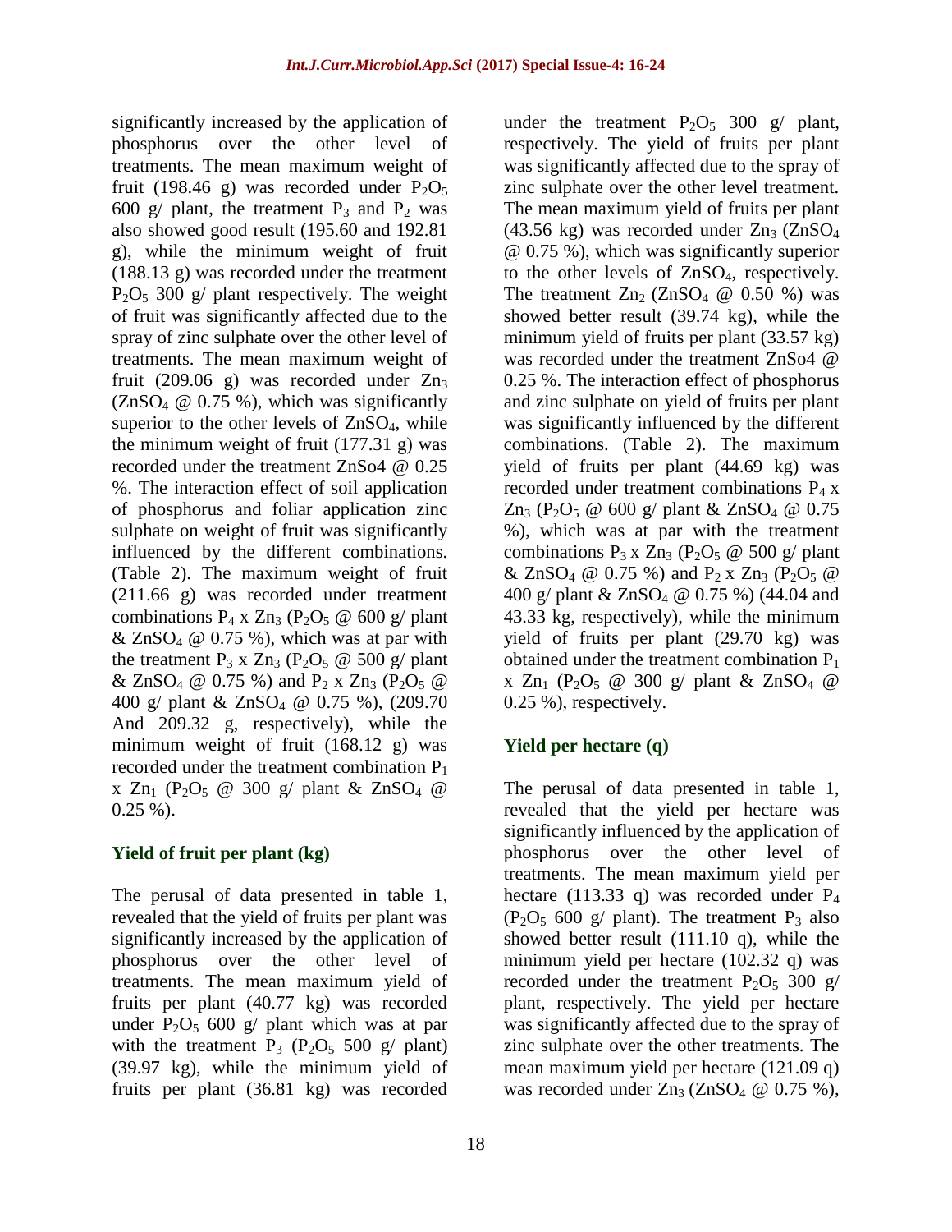significantly increased by the application of phosphorus over the other level of treatments. The mean maximum weight of fruit (198.46 g) was recorded under $P_2O_5$ 600 g/ plant, the treatment $P_3$ and $P_2$ was also showed good result (195.60 and 192.81 g), while the minimum weight of fruit (188.13 g) was recorded under the treatment $P_2O_5$ 300 g/ plant respectively. The weight of fruit was significantly affected due to the spray of zinc sulphate over the other level of treatments. The mean maximum weight of fruit (209.06 g) was recorded under $Zn_3$ ($ZnSO_4$ @ 0.75 %), which was significantly superior to the other levels of $ZnSO_4$, while the minimum weight of fruit (177.31 g) was recorded under the treatment ZnSo4 @ 0.25 %. The interaction effect of soil application of phosphorus and foliar application zinc sulphate on weight of fruit was significantly influenced by the different combinations. (Table 2). The maximum weight of fruit (211.66 g) was recorded under treatment combinations $P_4$ x $Zn_3$ ($P_2O_5$ @ 600 g/ plant & $ZnSO_4$ @ 0.75 %), which was at par with the treatment $P_3$ x $Zn_3$ ($P_2O_5$ @ 500 g/ plant & $ZnSO_4$ @ 0.75 %) and $P_2$ x $Zn_3$ ($P_2O_5$ @ 400 g/ plant & $ZnSO_4$ @ 0.75 %), (209.70 And 209.32 g, respectively), while the minimum weight of fruit (168.12 g) was recorded under the treatment combination $P_1$ x $Zn_1$ ($P_2O_5$ @ 300 g/ plant & $ZnSO_4$ @ 0.25 %).

## Yield of fruit per plant (kg)

The perusal of data presented in table 1, revealed that the yield of fruits per plant was significantly increased by the application of phosphorus over the other level of treatments. The mean maximum yield of fruits per plant (40.77 kg) was recorded under $P_2O_5$ 600 g/ plant which was at par with the treatment $P_3$ ($P_2O_5$ 500 g/ plant) (39.97 kg), while the minimum yield of fruits per plant (36.81 kg) was recorded under the treatment $P_2O_5$ 300 g/ plant, respectively. The yield of fruits per plant was significantly affected due to the spray of zinc sulphate over the other level treatment. The mean maximum yield of fruits per plant (43.56 kg) was recorded under $Zn_3$ ($ZnSO_4$ @ 0.75 %), which was significantly superior to the other levels of $ZnSO_4$, respectively. The treatment $Zn_2$ ($ZnSO_4$ @ 0.50 %) was showed better result (39.74 kg), while the minimum yield of fruits per plant (33.57 kg) was recorded under the treatment ZnSo4 @ 0.25 %. The interaction effect of phosphorus and zinc sulphate on yield of fruits per plant was significantly influenced by the different combinations. (Table 2). The maximum yield of fruits per plant (44.69 kg) was recorded under treatment combinations $P_4$ x $Zn_3$ ($P_2O_5$ @ 600 g/ plant & $ZnSO_4$ @ 0.75 %), which was at par with the treatment combinations $P_3$ x $Zn_3$ ($P_2O_5$ @ 500 g/ plant & $ZnSO_4$ @ 0.75 %) and $P_2$ x $Zn_3$ ($P_2O_5$ @ 400 g/ plant & $ZnSO_4$ @ 0.75 %) (44.04 and 43.33 kg, respectively), while the minimum yield of fruits per plant (29.70 kg) was obtained under the treatment combination $P_1$ x $Zn_1$ ($P_2O_5$ @ 300 g/ plant & $ZnSO_4$ @ 0.25 %), respectively.

## Yield per hectare (q)

The perusal of data presented in table 1, revealed that the yield per hectare was significantly influenced by the application of phosphorus over the other level of treatments. The mean maximum yield per hectare (113.33 q) was recorded under $P_4$ ($P_2O_5$ 600 g/ plant). The treatment $P_3$ also showed better result (111.10 q), while the minimum yield per hectare (102.32 q) was recorded under the treatment $P_2O_5$ 300 g/ plant, respectively. The yield per hectare was significantly affected due to the spray of zinc sulphate over the other treatments. The mean maximum yield per hectare (121.09 q) was recorded under $Zn_3$ ($ZnSO_4$ @ 0.75 %),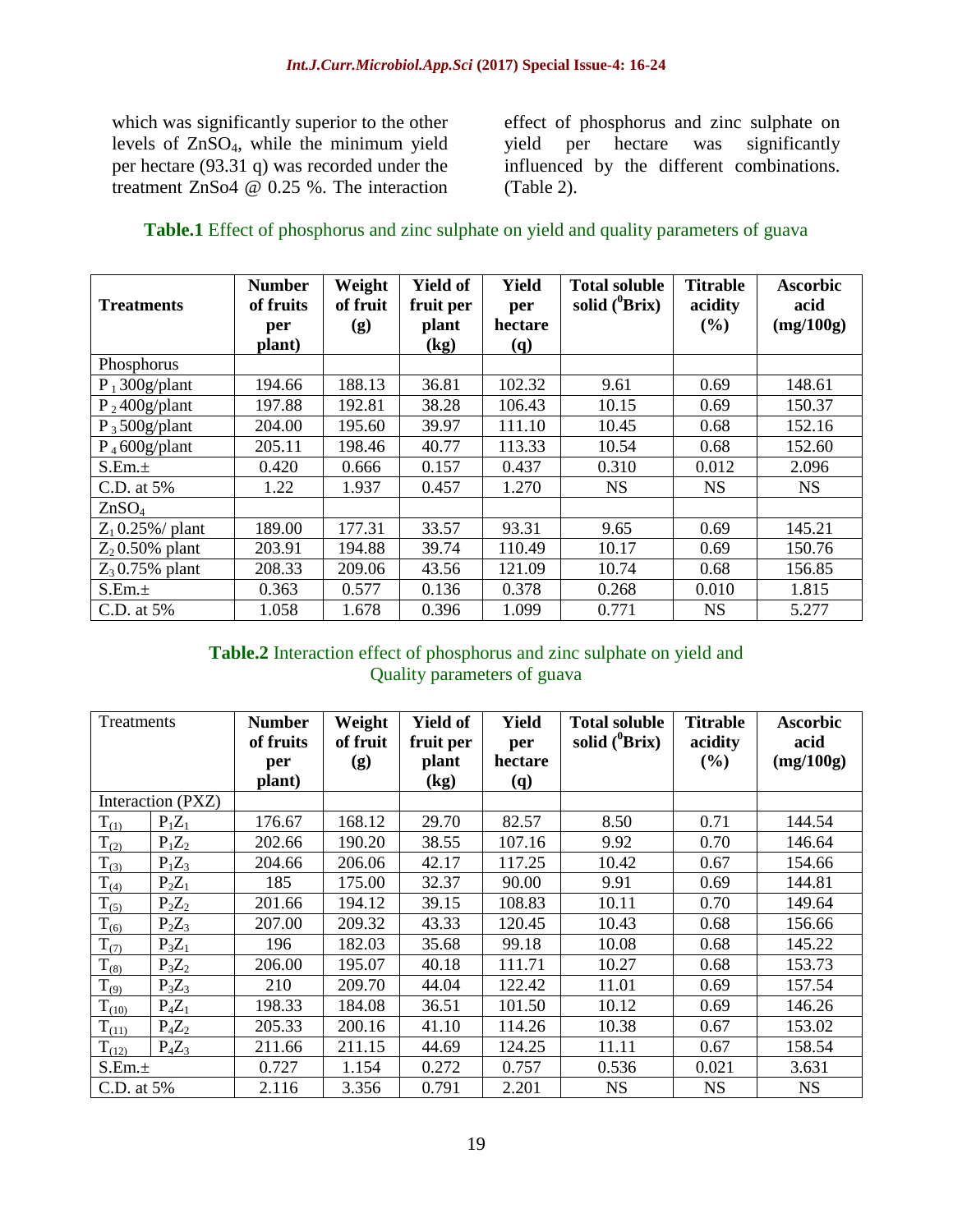which was significantly superior to the other levels of $ZnSO_4$, while the minimum yield per hectare (93.31 q) was recorded under the treatment ZnSo4 @ 0.25 %. The interaction effect of phosphorus and zinc sulphate on yield per hectare was significantly influenced by the different combinations. (Table 2).

**Table.1** Effect of phosphorus and zinc sulphate on yield and quality parameters of guava

| Treatments | Number of fruits per plant) | Weight of fruit (g) | Yield of fruit per plant (kg) | Yield per hectare (q) | Total soluble solid ($^0$Brix) | Titrable acidity (%) | Ascorbic acid (mg/100g) |
|---|---|---|---|---|---|---|---|
| Phosphorus | | | | | | | |
| $P_1$ 300g/plant | 194.66 | 188.13 | 36.81 | 102.32 | 9.61 | 0.69 | 148.61 |
| $P_2$ 400g/plant | 197.88 | 192.81 | 38.28 | 106.43 | 10.15 | 0.69 | 150.37 |
| $P_3$ 500g/plant | 204.00 | 195.60 | 39.97 | 111.10 | 10.45 | 0.68 | 152.16 |
| $P_4$ 600g/plant | 205.11 | 198.46 | 40.77 | 113.33 | 10.54 | 0.68 | 152.60 |
| S.Em.± | 0.420 | 0.666 | 0.157 | 0.437 | 0.310 | 0.012 | 2.096 |
| C.D. at 5% | 1.22 | 1.937 | 0.457 | 1.270 | NS | NS | NS |
| $ZnSO_4$ | | | | | | | |
| $Z_1$ 0.25%/ plant | 189.00 | 177.31 | 33.57 | 93.31 | 9.65 | 0.69 | 145.21 |
| $Z_2$ 0.50% plant | 203.91 | 194.88 | 39.74 | 110.49 | 10.17 | 0.69 | 150.76 |
| $Z_3$ 0.75% plant | 208.33 | 209.06 | 43.56 | 121.09 | 10.74 | 0.68 | 156.85 |
| S.Em.± | 0.363 | 0.577 | 0.136 | 0.378 | 0.268 | 0.010 | 1.815 |
| C.D. at 5% | 1.058 | 1.678 | 0.396 | 1.099 | 0.771 | NS | 5.277 |

**Table.2** Interaction effect of phosphorus and zinc sulphate on yield and Quality parameters of guava

| Treatments | | Number of fruits per plant) | Weight of fruit (g) | Yield of fruit per plant (kg) | Yield per hectare (q) | Total soluble solid ($^0$Brix) | Titrable acidity (%) | Ascorbic acid (mg/100g) |
|---|---|---|---|---|---|---|---|---|
| Interaction (PXZ) | | | | | | | | |
| $T_{(1)}$ | $P_1Z_1$ | 176.67 | 168.12 | 29.70 | 82.57 | 8.50 | 0.71 | 144.54 |
| $T_{(2)}$ | $P_1Z_2$ | 202.66 | 190.20 | 38.55 | 107.16 | 9.92 | 0.70 | 146.64 |
| $T_{(3)}$ | $P_1Z_3$ | 204.66 | 206.06 | 42.17 | 117.25 | 10.42 | 0.67 | 154.66 |
| $T_{(4)}$ | $P_2Z_1$ | 185 | 175.00 | 32.37 | 90.00 | 9.91 | 0.69 | 144.81 |
| $T_{(5)}$ | $P_2Z_2$ | 201.66 | 194.12 | 39.15 | 108.83 | 10.11 | 0.70 | 149.64 |
| $T_{(6)}$ | $P_2Z_3$ | 207.00 | 209.32 | 43.33 | 120.45 | 10.43 | 0.68 | 156.66 |
| $T_{(7)}$ | $P_3Z_1$ | 196 | 182.03 | 35.68 | 99.18 | 10.08 | 0.68 | 145.22 |
| $T_{(8)}$ | $P_3Z_2$ | 206.00 | 195.07 | 40.18 | 111.71 | 10.27 | 0.68 | 153.73 |
| $T_{(9)}$ | $P_3Z_3$ | 210 | 209.70 | 44.04 | 122.42 | 11.01 | 0.69 | 157.54 |
| $T_{(10)}$ | $P_4Z_1$ | 198.33 | 184.08 | 36.51 | 101.50 | 10.12 | 0.69 | 146.26 |
| $T_{(11)}$ | $P_4Z_2$ | 205.33 | 200.16 | 41.10 | 114.26 | 10.38 | 0.67 | 153.02 |
| $T_{(12)}$ | $P_4Z_3$ | 211.66 | 211.15 | 44.69 | 124.25 | 11.11 | 0.67 | 158.54 |
| S.Em.± | | 0.727 | 1.154 | 0.272 | 0.757 | 0.536 | 0.021 | 3.631 |
| C.D. at 5% | | 2.116 | 3.356 | 0.791 | 2.201 | NS | NS | NS |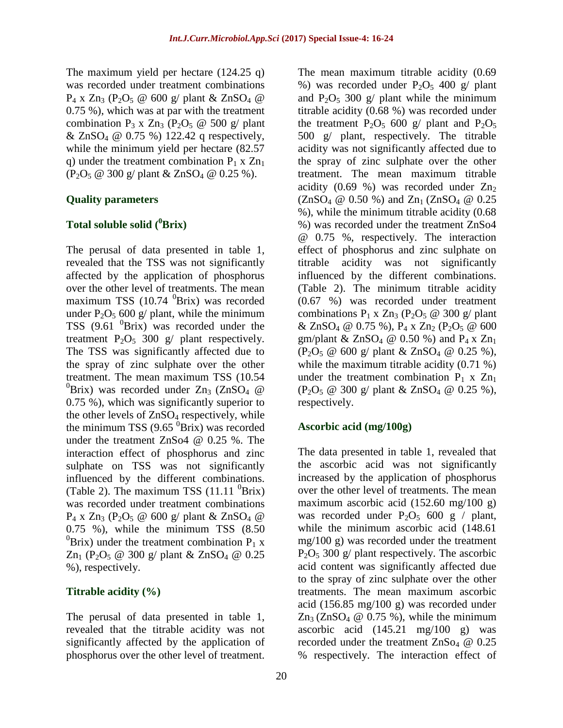The maximum yield per hectare (124.25 q) was recorded under treatment combinations $P_4$ x $Zn_3$ ($P_2O_5$ @ 600 g/ plant & $ZnSO_4$ @ 0.75 %), which was at par with the treatment combination $P_3$ x $Zn_3$ ($P_2O_5$ @ 500 g/ plant & $ZnSO_4$ @ 0.75 %) 122.42 q respectively, while the minimum yield per hectare (82.57 q) under the treatment combination $P_1$ x $Zn_1$ ($P_2O_5$ @ 300 g/ plant & $ZnSO_4$ @ 0.25 %).

### Quality parameters

### Total soluble solid ($^0$Brix)

The perusal of data presented in table 1, revealed that the TSS was not significantly affected by the application of phosphorus over the other level of treatments. The mean maximum TSS (10.74 $^0$Brix) was recorded under $P_2O_5$ 600 g/ plant, while the minimum TSS (9.61 $^0$Brix) was recorded under the treatment $P_2O_5$ 300 g/ plant respectively. The TSS was significantly affected due to the spray of zinc sulphate over the other treatment. The mean maximum TSS (10.54 $^0$Brix) was recorded under $Zn_3$ ($ZnSO_4$ @ 0.75 %), which was significantly superior to the other levels of $ZnSO_4$ respectively, while the minimum TSS (9.65 $^0$Brix) was recorded under the treatment ZnSo4 @ 0.25 %. The interaction effect of phosphorus and zinc sulphate on TSS was not significantly influenced by the different combinations. (Table 2). The maximum TSS (11.11 $^0$Brix) was recorded under treatment combinations $P_4$ x $Zn_3$ ($P_2O_5$ @ 600 g/ plant & $ZnSO_4$ @ 0.75 %), while the minimum TSS (8.50 $^0$Brix) under the treatment combination $P_1$ x $Zn_1$ ($P_2O_5$ @ 300 g/ plant & $ZnSO_4$ @ 0.25 %), respectively.

### Titrable acidity (%)

The perusal of data presented in table 1, revealed that the titrable acidity was not significantly affected by the application of phosphorus over the other level of treatment. The mean maximum titrable acidity (0.69 %) was recorded under $P_2O_5$ 400 g/ plant and $P_2O_5$ 300 g/ plant while the minimum titrable acidity (0.68 %) was recorded under the treatment $P_2O_5$ 600 g/ plant and $P_2O_5$ 500 g/ plant, respectively. The titrable acidity was not significantly affected due to the spray of zinc sulphate over the other treatment. The mean maximum titrable acidity (0.69 %) was recorded under $Zn_2$ ($ZnSO_4$ @ 0.50 %) and $Zn_1$ ($ZnSO_4$ @ 0.25 %), while the minimum titrable acidity (0.68 %) was recorded under the treatment ZnSo4 @ 0.75 %, respectively. The interaction effect of phosphorus and zinc sulphate on titrable acidity was not significantly influenced by the different combinations. (Table 2). The minimum titrable acidity (0.67 %) was recorded under treatment combinations $P_1$ x $Zn_3$ ($P_2O_5$ @ 300 g/ plant & $ZnSO_4$ @ 0.75 %), $P_4$ x $Zn_2$ ($P_2O_5$ @ 600 gm/plant & $ZnSO_4$ @ 0.50 %) and $P_4$ x $Zn_1$ ($P_2O_5$ @ 600 g/ plant & $ZnSO_4$ @ 0.25 %), while the maximum titrable acidity (0.71 %) under the treatment combination $P_1$ x $Zn_1$ ($P_2O_5$ @ 300 g/ plant & $ZnSO_4$ @ 0.25 %), respectively.

### Ascorbic acid (mg/100g)

The data presented in table 1, revealed that the ascorbic acid was not significantly increased by the application of phosphorus over the other level of treatments. The mean maximum ascorbic acid (152.60 mg/100 g) was recorded under $P_2O_5$ 600 g / plant, while the minimum ascorbic acid (148.61 mg/100 g) was recorded under the treatment $P_2O_5$ 300 g/ plant respectively. The ascorbic acid content was significantly affected due to the spray of zinc sulphate over the other treatments. The mean maximum ascorbic acid (156.85 mg/100 g) was recorded under $Zn_3$ ($ZnSO_4$ @ 0.75 %), while the minimum ascorbic acid (145.21 mg/100 g) was recorded under the treatment $ZnSo_4$ @ 0.25 % respectively. The interaction effect of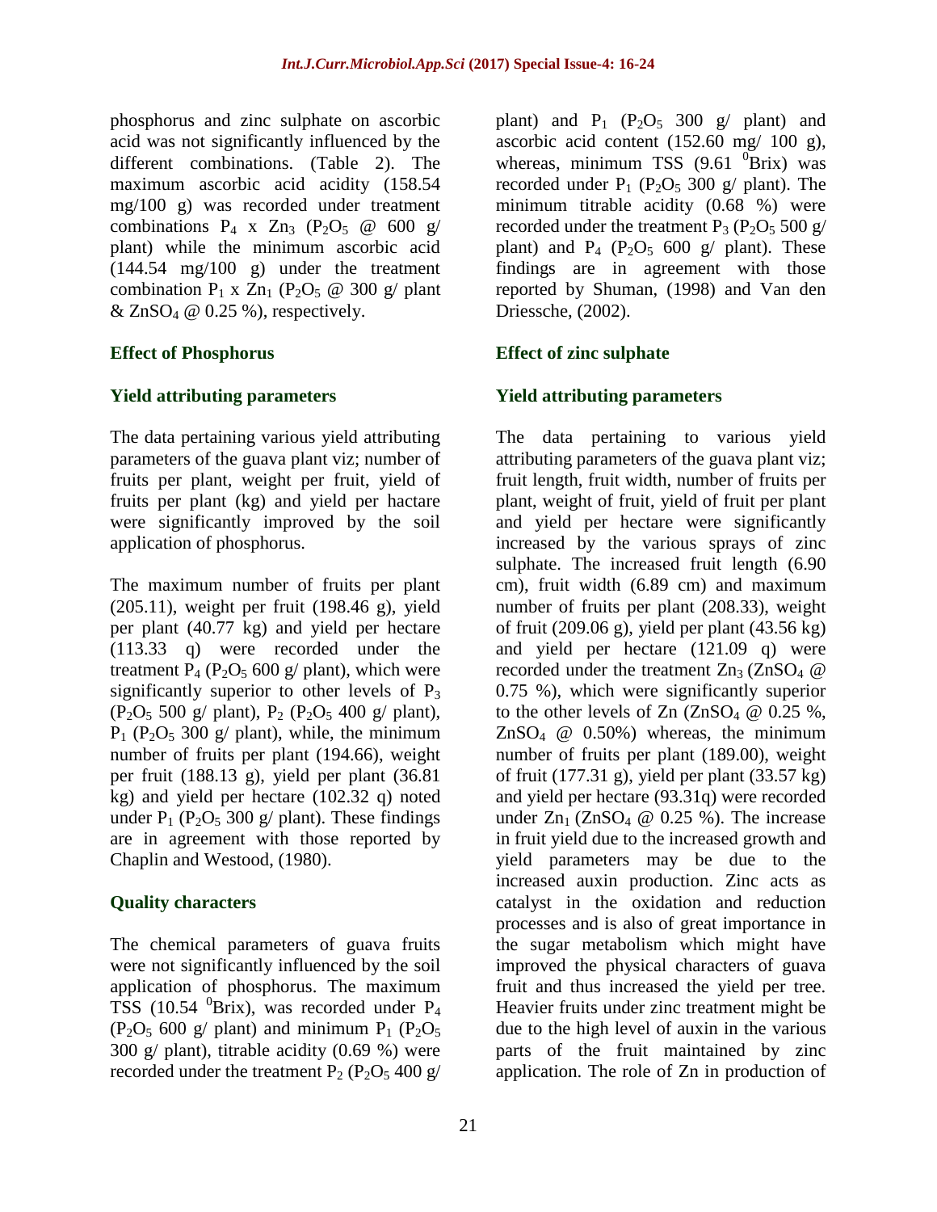phosphorus and zinc sulphate on ascorbic acid was not significantly influenced by the different combinations. (Table 2). The maximum ascorbic acid acidity (158.54 mg/100 g) was recorded under treatment combinations $P_4$ x $Zn_3$ ($P_2O_5$ @ 600 g/ plant) while the minimum ascorbic acid (144.54 mg/100 g) under the treatment combination $P_1$ x $Zn_1$ ($P_2O_5$ @ 300 g/ plant & $ZnSO_4$ @ 0.25 %), respectively.

## Effect of Phosphorus

### Yield attributing parameters

The data pertaining various yield attributing parameters of the guava plant viz; number of fruits per plant, weight per fruit, yield of fruits per plant (kg) and yield per hactare were significantly improved by the soil application of phosphorus.

The maximum number of fruits per plant (205.11), weight per fruit (198.46 g), yield per plant (40.77 kg) and yield per hectare (113.33 q) were recorded under the treatment $P_4$ ($P_2O_5$ 600 g/ plant), which were significantly superior to other levels of $P_3$ ($P_2O_5$ 500 g/ plant), $P_2$ ($P_2O_5$ 400 g/ plant), $P_1$ ($P_2O_5$ 300 g/ plant), while, the minimum number of fruits per plant (194.66), weight per fruit (188.13 g), yield per plant (36.81 kg) and yield per hectare (102.32 q) noted under $P_1$ ($P_2O_5$ 300 g/ plant). These findings are in agreement with those reported by Chaplin and Westood, (1980).

### Quality characters

The chemical parameters of guava fruits were not significantly influenced by the soil application of phosphorus. The maximum TSS (10.54 $^0$Brix), was recorded under $P_4$ ($P_2O_5$ 600 g/ plant) and minimum $P_1$ ($P_2O_5$ 300 g/ plant), titrable acidity (0.69 %) were recorded under the treatment $P_2$ ($P_2O_5$ 400 g/ plant) and $P_1$ ($P_2O_5$ 300 g/ plant) and ascorbic acid content (152.60 mg/ 100 g), whereas, minimum TSS (9.61 $^0$Brix) was recorded under $P_1$ ($P_2O_5$ 300 g/ plant). The minimum titrable acidity (0.68 %) were recorded under the treatment $P_3$ ($P_2O_5$ 500 g/ plant) and $P_4$ ($P_2O_5$ 600 g/ plant). These findings are in agreement with those reported by Shuman, (1998) and Van den Driessche, (2002).

## Effect of zinc sulphate

### Yield attributing parameters

The data pertaining to various yield attributing parameters of the guava plant viz; fruit length, fruit width, number of fruits per plant, weight of fruit, yield of fruit per plant and yield per hectare were significantly increased by the various sprays of zinc sulphate. The increased fruit length (6.90 cm), fruit width (6.89 cm) and maximum number of fruits per plant (208.33), weight of fruit (209.06 g), yield per plant (43.56 kg) and yield per hectare (121.09 q) were recorded under the treatment $Zn_3$ ($ZnSO_4$ @ 0.75 %), which were significantly superior to the other levels of Zn ($ZnSO_4$ @ 0.25 %, $ZnSO_4$ @ 0.50%) whereas, the minimum number of fruits per plant (189.00), weight of fruit (177.31 g), yield per plant (33.57 kg) and yield per hectare (93.31q) were recorded under $Zn_1$ ($ZnSO_4$ @ 0.25 %). The increase in fruit yield due to the increased growth and yield parameters may be due to the increased auxin production. Zinc acts as catalyst in the oxidation and reduction processes and is also of great importance in the sugar metabolism which might have improved the physical characters of guava fruit and thus increased the yield per tree. Heavier fruits under zinc treatment might be due to the high level of auxin in the various parts of the fruit maintained by zinc application. The role of Zn in production of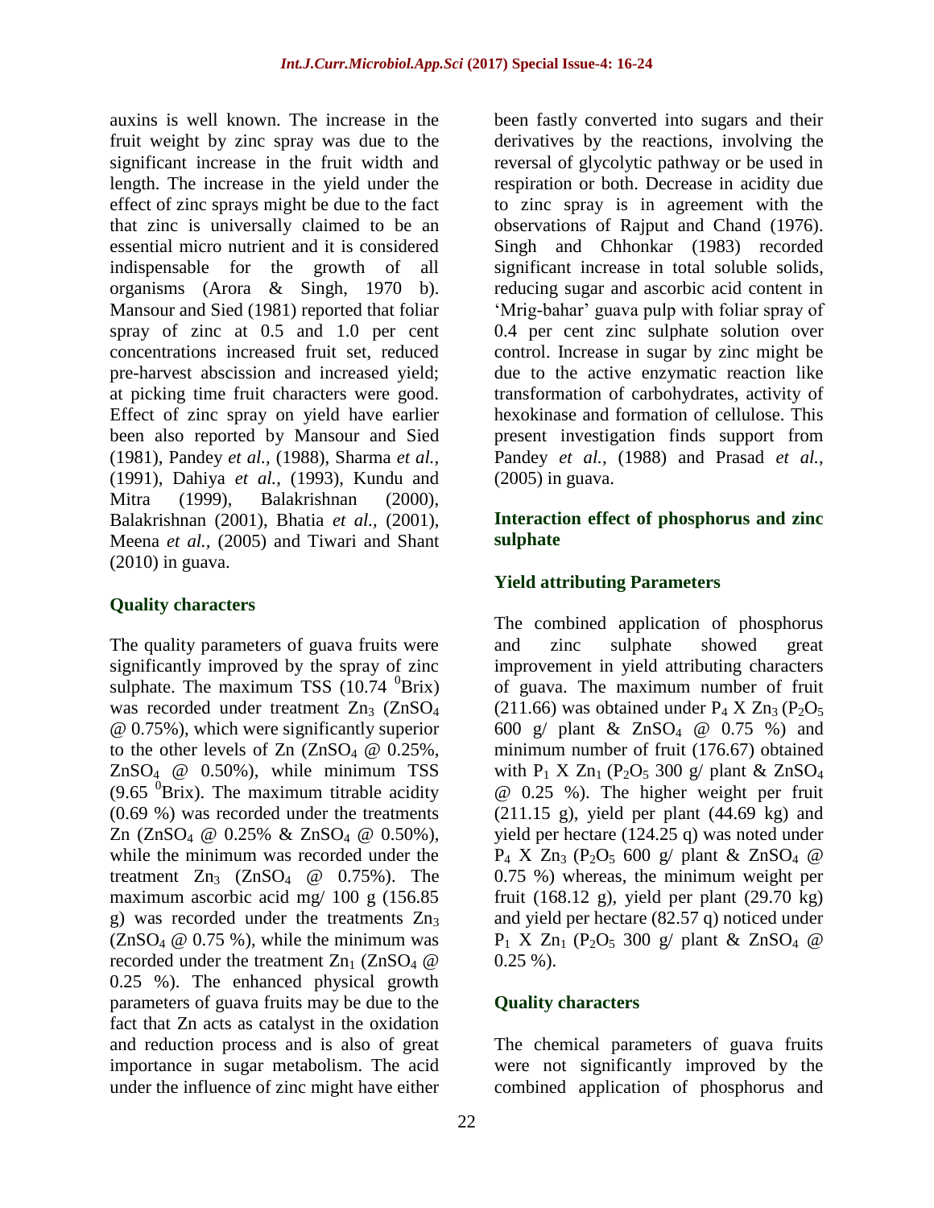auxins is well known. The increase in the fruit weight by zinc spray was due to the significant increase in the fruit width and length. The increase in the yield under the effect of zinc sprays might be due to the fact that zinc is universally claimed to be an essential micro nutrient and it is considered indispensable for the growth of all organisms (Arora & Singh, 1970 b). Mansour and Sied (1981) reported that foliar spray of zinc at 0.5 and 1.0 per cent concentrations increased fruit set, reduced pre-harvest abscission and increased yield; at picking time fruit characters were good. Effect of zinc spray on yield have earlier been also reported by Mansour and Sied (1981), Pandey *et al.,* (1988), Sharma *et al.,* (1991), Dahiya *et al.,* (1993), Kundu and Mitra (1999), Balakrishnan (2000), Balakrishnan (2001), Bhatia *et al.,* (2001), Meena *et al.,* (2005) and Tiwari and Shant (2010) in guava.

## Quality characters

The quality parameters of guava fruits were significantly improved by the spray of zinc sulphate. The maximum TSS (10.74 $^0$Brix) was recorded under treatment $Zn_3$ ($ZnSO_4$ @ 0.75%), which were significantly superior to the other levels of Zn ($ZnSO_4$ @ 0.25%, $ZnSO_4$ @ 0.50%), while minimum TSS (9.65 $^0$Brix). The maximum titrable acidity (0.69 %) was recorded under the treatments Zn ($ZnSO_4$ @ 0.25% & $ZnSO_4$ @ 0.50%), while the minimum was recorded under the treatment $Zn_3$ ($ZnSO_4$ @ 0.75%). The maximum ascorbic acid mg/ 100 g (156.85 g) was recorded under the treatments $Zn_3$ ($ZnSO_4$ @ 0.75 %), while the minimum was recorded under the treatment $Zn_1$ ($ZnSO_4$ @ 0.25 %). The enhanced physical growth parameters of guava fruits may be due to the fact that Zn acts as catalyst in the oxidation and reduction process and is also of great importance in sugar metabolism. The acid under the influence of zinc might have either been fastly converted into sugars and their derivatives by the reactions, involving the reversal of glycolytic pathway or be used in respiration or both. Decrease in acidity due to zinc spray is in agreement with the observations of Rajput and Chand (1976). Singh and Chhonkar (1983) recorded significant increase in total soluble solids, reducing sugar and ascorbic acid content in 'Mrig-bahar' guava pulp with foliar spray of 0.4 per cent zinc sulphate solution over control. Increase in sugar by zinc might be due to the active enzymatic reaction like transformation of carbohydrates, activity of hexokinase and formation of cellulose. This present investigation finds support from Pandey *et al.,* (1988) and Prasad *et al.,* (2005) in guava.

## Interaction effect of phosphorus and zinc sulphate

### Yield attributing Parameters

The combined application of phosphorus and zinc sulphate showed great improvement in yield attributing characters of guava. The maximum number of fruit (211.66) was obtained under $P_4$ X $Zn_3$ ($P_2O_5$ 600 g/ plant & $ZnSO_4$ @ 0.75 %) and minimum number of fruit (176.67) obtained with $P_1$ X $Zn_1$ ($P_2O_5$ 300 g/ plant & $ZnSO_4$ @ 0.25 %). The higher weight per fruit (211.15 g), yield per plant (44.69 kg) and yield per hectare (124.25 q) was noted under $P_4$ X $Zn_3$ ($P_2O_5$ 600 g/ plant & $ZnSO_4$ @ 0.75 %) whereas, the minimum weight per fruit (168.12 g), yield per plant (29.70 kg) and yield per hectare (82.57 q) noticed under $P_1$ X $Zn_1$ ($P_2O_5$ 300 g/ plant & $ZnSO_4$ @ 0.25 %).

### Quality characters

The chemical parameters of guava fruits were not significantly improved by the combined application of phosphorus and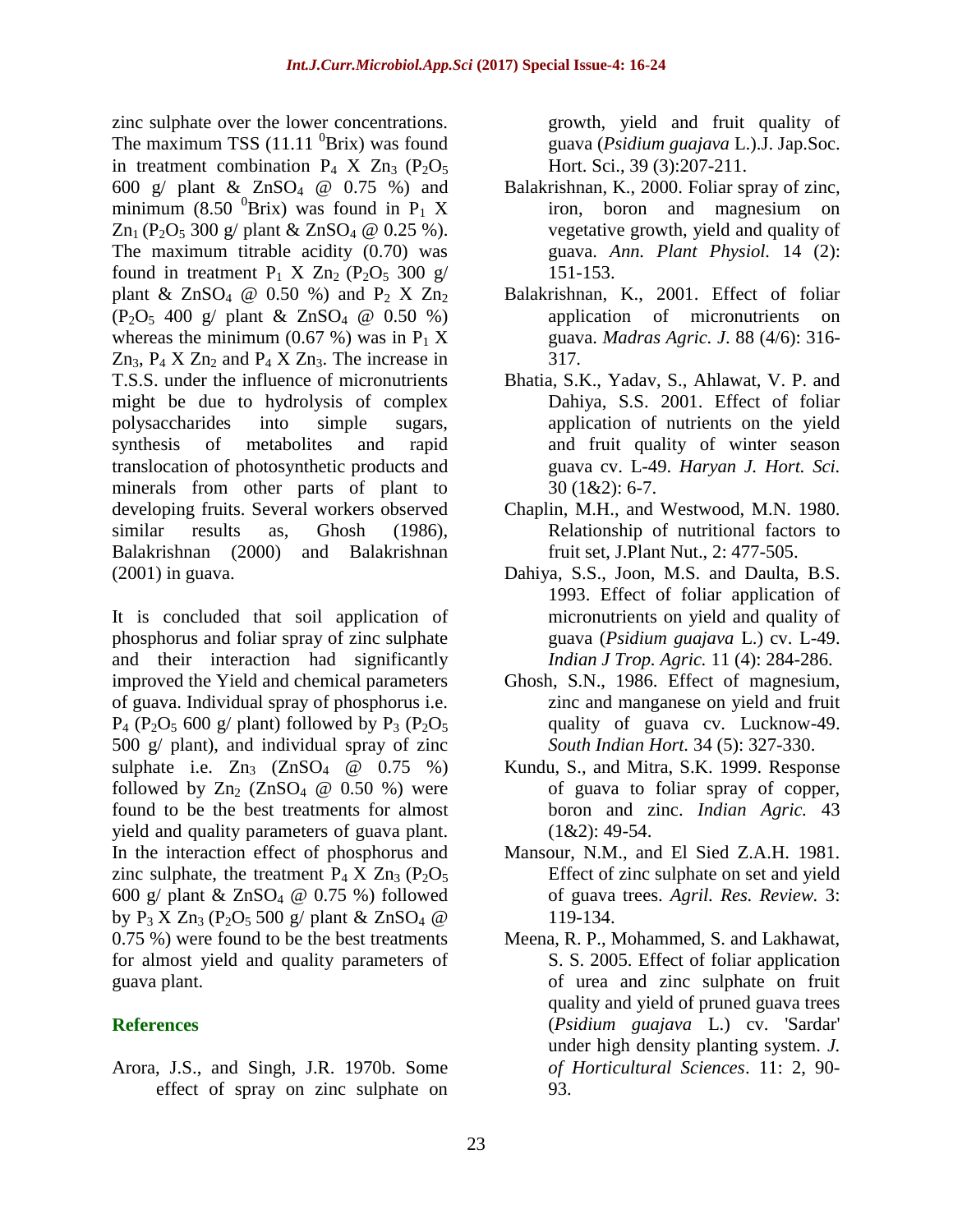zinc sulphate over the lower concentrations. The maximum TSS (11.11 $^{0}$Brix) was found in treatment combination $P_4$ X $Zn_3$ ($P_2O_5$ 600 g/ plant & $ZnSO_4$ @ 0.75 %) and minimum (8.50 $^{0}$Brix) was found in $P_1$ X $Zn_1$ ($P_2O_5$ 300 g/ plant & $ZnSO_4$ @ 0.25 %). The maximum titrable acidity (0.70) was found in treatment $P_1$ X $Zn_2$ ($P_2O_5$ 300 g/ plant & $ZnSO_4$ @ 0.50 %) and $P_2$ X $Zn_2$ ($P_2O_5$ 400 g/ plant & $ZnSO_4$ @ 0.50 %) whereas the minimum (0.67 %) was in $P_1$ X $Zn_3$, $P_4$ X $Zn_2$ and $P_4$ X $Zn_3$. The increase in T.S.S. under the influence of micronutrients might be due to hydrolysis of complex polysaccharides into simple sugars, synthesis of metabolites and rapid translocation of photosynthetic products and minerals from other parts of plant to developing fruits. Several workers observed similar results as, Ghosh (1986), Balakrishnan (2000) and Balakrishnan (2001) in guava.

It is concluded that soil application of phosphorus and foliar spray of zinc sulphate and their interaction had significantly improved the Yield and chemical parameters of guava. Individual spray of phosphorus i.e. $P_4$ ($P_2O_5$ 600 g/ plant) followed by $P_3$ ($P_2O_5$ 500 g/ plant), and individual spray of zinc sulphate i.e. $Zn_3$ ($ZnSO_4$ @ 0.75 %) followed by $Zn_2$ ($ZnSO_4$ @ 0.50 %) were found to be the best treatments for almost yield and quality parameters of guava plant. In the interaction effect of phosphorus and zinc sulphate, the treatment $P_4$ X $Zn_3$ ($P_2O_5$ 600 g/ plant & $ZnSO_4$ @ 0.75 %) followed by $P_3$ X $Zn_3$ ($P_2O_5$ 500 g/ plant & $ZnSO_4$ @ 0.75 %) were found to be the best treatments for almost yield and quality parameters of guava plant.

## References

Arora, J.S., and Singh, J.R. 1970b. Some effect of spray on zinc sulphate on growth, yield and fruit quality of guava (*Psidium guajava* L.).J. Jap.Soc. Hort. Sci., 39 (3):207-211.

Balakrishnan, K., 2000. Foliar spray of zinc, iron, boron and magnesium on vegetative growth, yield and quality of guava. *Ann. Plant Physiol.* 14 (2): 151-153.

Balakrishnan, K., 2001. Effect of foliar application of micronutrients on guava. *Madras Agric. J.* 88 (4/6): 316-317.

Bhatia, S.K., Yadav, S., Ahlawat, V. P. and Dahiya, S.S. 2001. Effect of foliar application of nutrients on the yield and fruit quality of winter season guava cv. L-49. *Haryan J. Hort. Sci.* 30 (1&2): 6-7.

Chaplin, M.H., and Westwood, M.N. 1980. Relationship of nutritional factors to fruit set, J.Plant Nut., 2: 477-505.

Dahiya, S.S., Joon, M.S. and Daulta, B.S. 1993. Effect of foliar application of micronutrients on yield and quality of guava (*Psidium guajava* L.) cv. L-49. *Indian J Trop. Agric.* 11 (4): 284-286.

Ghosh, S.N., 1986. Effect of magnesium, zinc and manganese on yield and fruit quality of guava cv. Lucknow-49. *South Indian Hort.* 34 (5): 327-330.

Kundu, S., and Mitra, S.K. 1999. Response of guava to foliar spray of copper, boron and zinc. *Indian Agric.* 43 (1&2): 49-54.

Mansour, N.M., and El Sied Z.A.H. 1981. Effect of zinc sulphate on set and yield of guava trees. *Agril. Res. Review.* 3: 119-134.

Meena, R. P., Mohammed, S. and Lakhawat, S. S. 2005. Effect of foliar application of urea and zinc sulphate on fruit quality and yield of pruned guava trees (*Psidium guajava* L.) cv. 'Sardar' under high density planting system. *J. of Horticultural Sciences*. 11: 2, 90-93.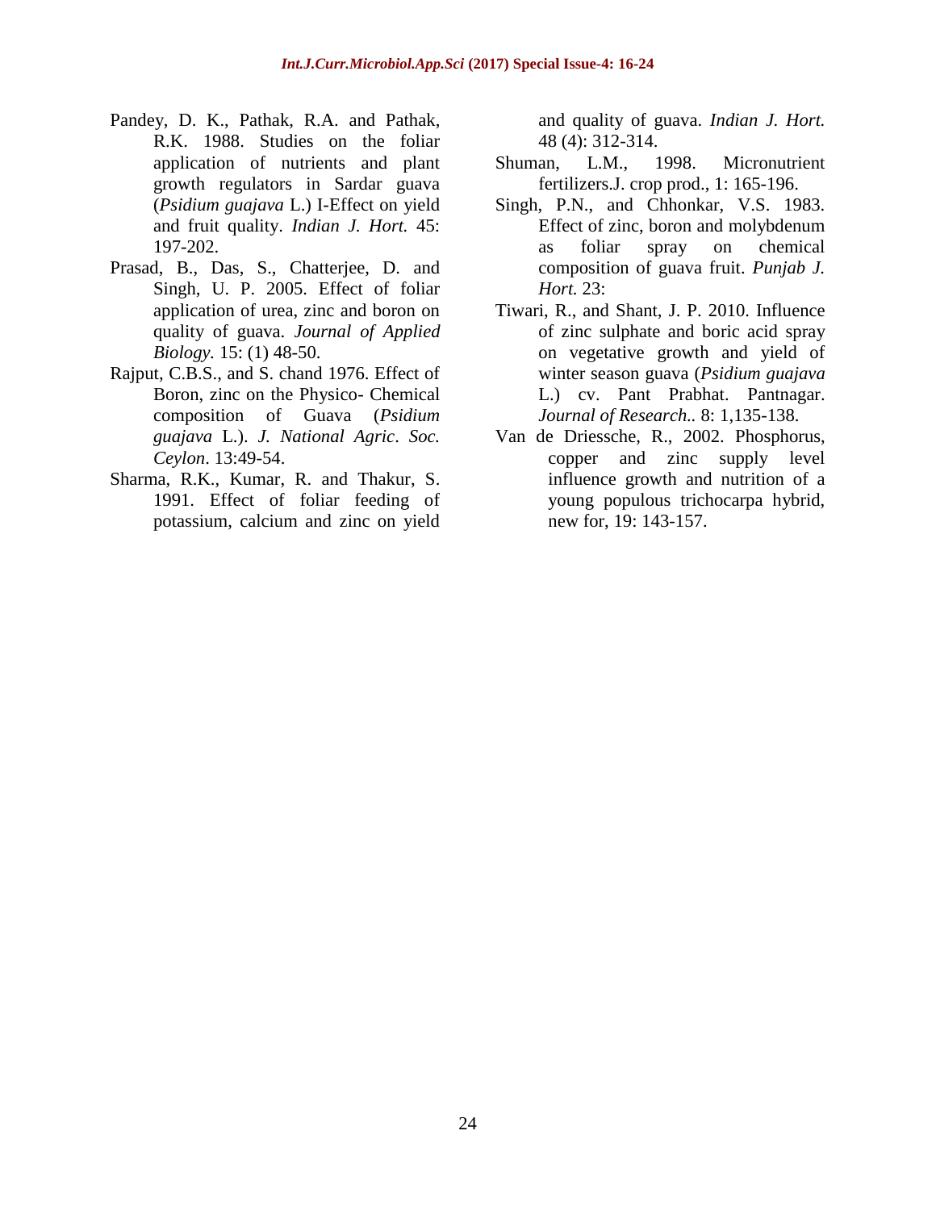Pandey, D. K., Pathak, R.A. and Pathak, R.K. 1988. Studies on the foliar application of nutrients and plant growth regulators in Sardar guava (*Psidium guajava* L.) I-Effect on yield and fruit quality. *Indian J. Hort.* 45: 197-202.

Prasad, B., Das, S., Chatterjee, D. and Singh, U. P. 2005. Effect of foliar application of urea, zinc and boron on quality of guava. *Journal of Applied Biology.* 15: (1) 48-50.

Rajput, C.B.S., and S. chand 1976. Effect of Boron, zinc on the Physico- Chemical composition of Guava (*Psidium guajava* L.). *J. National Agric. Soc. Ceylon*. 13:49-54.

Sharma, R.K., Kumar, R. and Thakur, S. 1991. Effect of foliar feeding of potassium, calcium and zinc on yield and quality of guava. *Indian J. Hort.* 48 (4): 312-314.

Shuman, L.M., 1998. Micronutrient fertilizers.J. crop prod., 1: 165-196.

Singh, P.N., and Chhonkar, V.S. 1983. Effect of zinc, boron and molybdenum as foliar spray on chemical composition of guava fruit. *Punjab J. Hort.* 23:

Tiwari, R., and Shant, J. P. 2010. Influence of zinc sulphate and boric acid spray on vegetative growth and yield of winter season guava (*Psidium guajava* L.) cv. Pant Prabhat. Pantnagar. *Journal of Research..* 8: 1,135-138.

Van de Driessche, R., 2002. Phosphorus, copper and zinc supply level influence growth and nutrition of a young populous trichocarpa hybrid, new for, 19: 143-157.